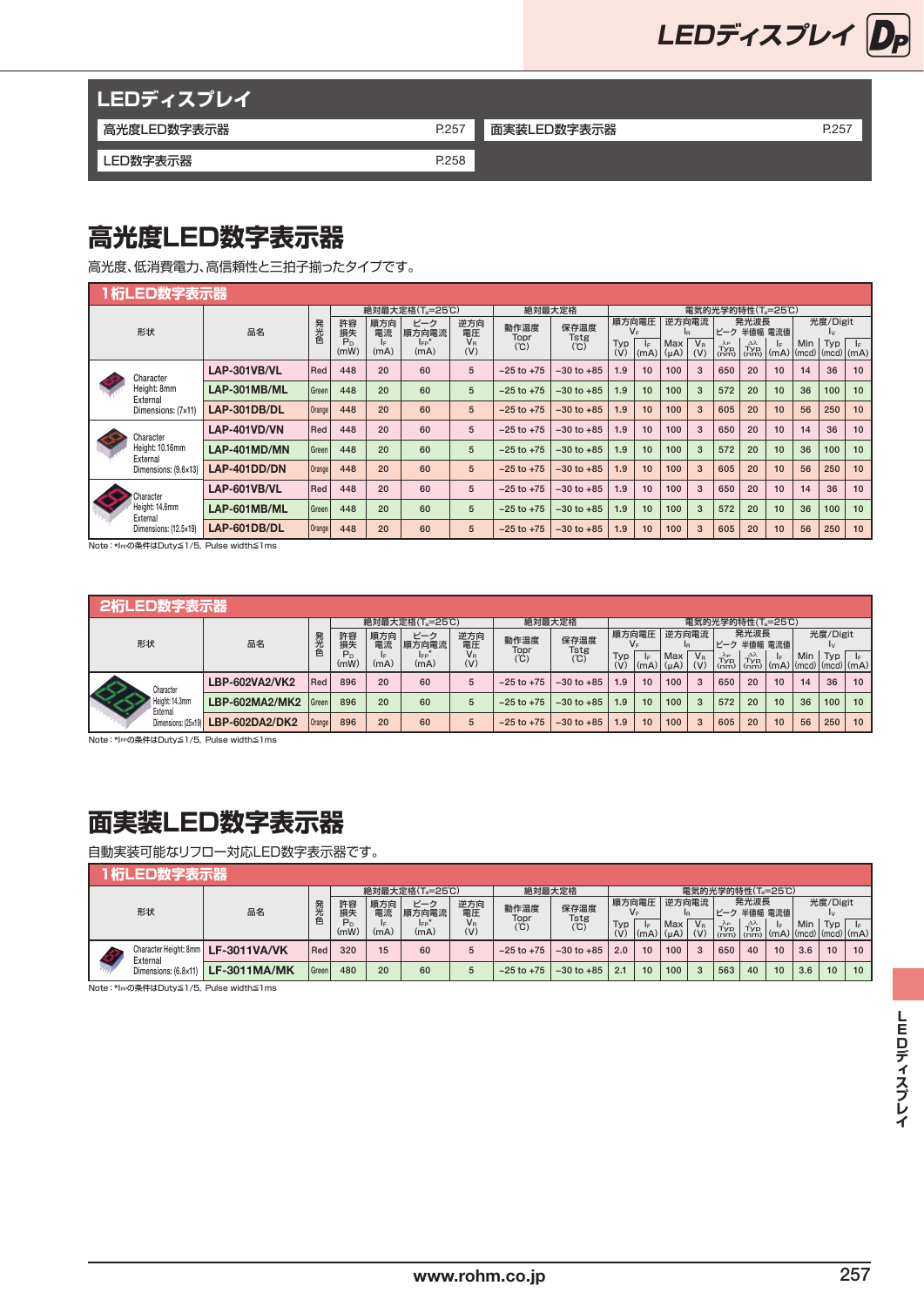## LEDディスプレイ

| | | | |
|---|---|---|---|
| 高光度LED数字表示器 | P.257 | 面実装LED数字表示器 | P.257 |
| LED数字表示器 | P.258 | | |

# 高光度LED数字表示器

高光度、低消費電力、高信頼性と三拍子揃ったタイプです。

### 1桁LED数字表示器

| 形状 | 品名 | 発光色 | 絶対最大定格($T_a$=25℃) 許容損失 $P_D$ (mW) | 順方向電流 $I_F$ (mA) | ピーク順方向電流 $I_{FP}$* (mA) | 逆方向電圧 $V_R$ (V) | 絶対最大定格 動作温度 Topr (℃) | 保存温度 Tstg (℃) | 電気的光学的特性($T_a$=25℃) 順方向電圧 $V_F$ Typ (V) | $I_F$ (mA) | 逆方向電流 $I_R$ Max (μA) | $V_R$ (V) | 発光波長 ピーク $\lambda_P$ Typ (nm) | 半値幅 $\Delta\lambda$ Typ (nm) | 電流値 $I_F$ (mA) | 光度/Digit $I_V$ Min (mcd) | Typ (mcd) | $I_F$ (mA) |
|---|---|---|---|---|---|---|---|---|---|---|---|---|---|---|---|---|---|---|
| Character Height: 8mm External Dimensions: (7x11) | LAP-301VB/VL | Red | 448 | 20 | 60 | 5 | −25 to +75 | −30 to +85 | 1.9 | 10 | 100 | 3 | 650 | 20 | 10 | 14 | 36 | 10 |
| | LAP-301MB/ML | Green | 448 | 20 | 60 | 5 | −25 to +75 | −30 to +85 | 1.9 | 10 | 100 | 3 | 572 | 20 | 10 | 36 | 100 | 10 |
| | LAP-301DB/DL | Orange | 448 | 20 | 60 | 5 | −25 to +75 | −30 to +85 | 1.9 | 10 | 100 | 3 | 605 | 20 | 10 | 56 | 250 | 10 |
| Character Height: 10.16mm External Dimensions: (9.6x13) | LAP-401VD/VN | Red | 448 | 20 | 60 | 5 | −25 to +75 | −30 to +85 | 1.9 | 10 | 100 | 3 | 650 | 20 | 10 | 14 | 36 | 10 |
| | LAP-401MD/MN | Green | 448 | 20 | 60 | 5 | −25 to +75 | −30 to +85 | 1.9 | 10 | 100 | 3 | 572 | 20 | 10 | 36 | 100 | 10 |
| | LAP-401DD/DN | Orange | 448 | 20 | 60 | 5 | −25 to +75 | −30 to +85 | 1.9 | 10 | 100 | 3 | 605 | 20 | 10 | 56 | 250 | 10 |
| Character Height: 14.6mm External Dimensions: (12.5x19) | LAP-601VB/VL | Red | 448 | 20 | 60 | 5 | −25 to +75 | −30 to +85 | 1.9 | 10 | 100 | 3 | 650 | 20 | 10 | 14 | 36 | 10 |
| | LAP-601MB/ML | Green | 448 | 20 | 60 | 5 | −25 to +75 | −30 to +85 | 1.9 | 10 | 100 | 3 | 572 | 20 | 10 | 36 | 100 | 10 |
| | LAP-601DB/DL | Orange | 448 | 20 | 60 | 5 | −25 to +75 | −30 to +85 | 1.9 | 10 | 100 | 3 | 605 | 20 | 10 | 56 | 250 | 10 |

Note : *$I_{FP}$の条件はDuty≦1/5, Pulse width≦1ms

### 2桁LED数字表示器

| 形状 | 品名 | 発光色 | 絶対最大定格($T_a$=25℃) 許容損失 $P_D$ (mW) | 順方向電流 $I_F$ (mA) | ピーク順方向電流 $I_{FP}$* (mA) | 逆方向電圧 $V_R$ (V) | 絶対最大定格 動作温度 Topr (℃) | 保存温度 Tstg (℃) | 電気的光学的特性($T_a$=25℃) 順方向電圧 $V_F$ Typ (V) | $I_F$ (mA) | 逆方向電流 $I_R$ Max (μA) | $V_R$ (V) | 発光波長 ピーク $\lambda_P$ Typ (nm) | 半値幅 $\Delta\lambda$ Typ (nm) | 電流値 $I_F$ (mA) | 光度/Digit $I_V$ Min (mcd) | Typ (mcd) | $I_F$ (mA) |
|---|---|---|---|---|---|---|---|---|---|---|---|---|---|---|---|---|---|---|
| Character Height: 14.3mm External Dimensions: (25x19) | LBP-602VA2/VK2 | Red | 896 | 20 | 60 | 5 | −25 to +75 | −30 to +85 | 1.9 | 10 | 100 | 3 | 650 | 20 | 10 | 14 | 36 | 10 |
| | LBP-602MA2/MK2 | Green | 896 | 20 | 60 | 5 | −25 to +75 | −30 to +85 | 1.9 | 10 | 100 | 3 | 572 | 20 | 10 | 36 | 100 | 10 |
| | LBP-602DA2/DK2 | Orange | 896 | 20 | 60 | 5 | −25 to +75 | −30 to +85 | 1.9 | 10 | 100 | 3 | 605 | 20 | 10 | 56 | 250 | 10 |

Note : *$I_{FP}$の条件はDuty≦1/5, Pulse width≦1ms

# 面実装LED数字表示器

自動実装可能なリフロー対応LED数字表示器です。

### 1桁LED数字表示器

| 形状 | 品名 | 発光色 | 絶対最大定格($T_a$=25℃) 許容損失 $P_D$ (mW) | 順方向電流 $I_F$ (mA) | ピーク順方向電流 $I_{FP}$* (mA) | 逆方向電圧 $V_R$ (V) | 絶対最大定格 動作温度 Topr (℃) | 保存温度 Tstg (℃) | 電気的光学的特性($T_a$=25℃) 順方向電圧 $V_F$ Typ (V) | $I_F$ (mA) | 逆方向電流 $I_R$ Max (μA) | $V_R$ (V) | 発光波長 ピーク $\lambda_P$ Typ (nm) | 半値幅 $\Delta\lambda$ Typ (nm) | 電流値 $I_F$ (mA) | 光度/Digit $I_V$ Min (mcd) | Typ (mcd) | $I_F$ (mA) |
|---|---|---|---|---|---|---|---|---|---|---|---|---|---|---|---|---|---|---|
| Character Height: 8mm External Dimensions: (6.8x11) | LF-3011VA/VK | Red | 320 | 15 | 60 | 5 | −25 to +75 | −30 to +85 | 2.0 | 10 | 100 | 3 | 650 | 40 | 10 | 3.6 | 10 | 10 |
| | LF-3011MA/MK | Green | 480 | 20 | 60 | 5 | −25 to +75 | −30 to +85 | 2.1 | 10 | 100 | 3 | 563 | 40 | 10 | 3.6 | 10 | 10 |

Note : *$I_{FP}$の条件はDuty≦1/5, Pulse width≦1ms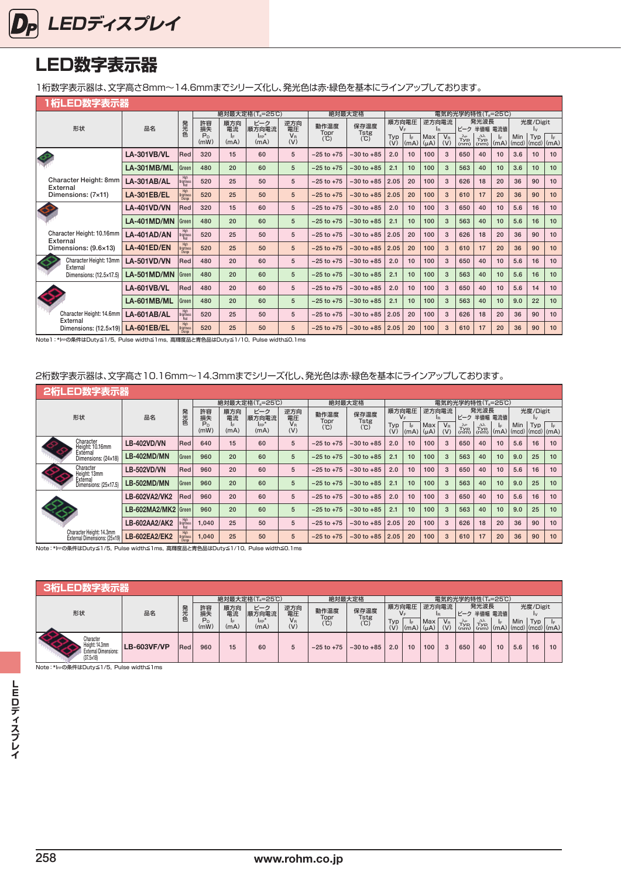# LED数字表示器

1桁数字表示器は、文字高さ8mm〜14.6mmまでシリーズ化し、発光色は赤･緑色を基本にラインアップしております。

## 1桁LED数字表示器

| 形状 | 品名 | 発光色 | 絶対最大定格($T_a$=25℃) 許容損失 $P_D$ (mW) | 順方向電流 $I_F$ (mA) | ピーク順方向電流 $I_{FP}$* (mA) | 逆方向電圧 $V_R$ (V) | 絶対最大定格 動作温度 Topr (℃) | 保存温度 Tstg (℃) | 電気的光学的特性($T_a$=25℃) 順方向電圧 $V_F$ Typ (V) | $I_F$ (mA) | 逆方向電流 $I_R$ Max (μA) | $V_R$ (V) | 発光波長 ピーク $\lambda_P$ Typ (nm) | 半値幅 $\Delta\lambda$ Typ (nm) | 電流値 $I_F$ (mA) | 光度/Digit $I_V$ Min (mcd) | Typ (mcd) | $I_F$ (mA) |
|---|---|---|---|---|---|---|---|---|---|---|---|---|---|---|---|---|---|---|
| Character Height: 8mm External Dimensions: (7×11) | LA-301VB/VL | Red | 320 | 15 | 60 | 5 | −25 to +75 | −30 to +85 | 2.0 | 10 | 100 | 3 | 650 | 40 | 10 | 3.6 | 10 | 10 |
| | LA-301MB/ML | Green | 480 | 20 | 60 | 5 | −25 to +75 | −30 to +85 | 2.1 | 10 | 100 | 3 | 563 | 40 | 10 | 3.6 | 10 | 10 |
| | LA-301AB/AL | High Brightness Red | 520 | 25 | 50 | 5 | −25 to +75 | −30 to +85 | 2.05 | 20 | 100 | 3 | 626 | 18 | 20 | 36 | 90 | 10 |
| | LA-301EB/EL | High Brightness Orange | 520 | 25 | 50 | 5 | −25 to +75 | −30 to +85 | 2.05 | 20 | 100 | 3 | 610 | 17 | 20 | 36 | 90 | 10 |
| Character Height: 10.16mm External Dimensions: (9.6×13) | LA-401VD/VN | Red | 320 | 15 | 60 | 5 | −25 to +75 | −30 to +85 | 2.0 | 10 | 100 | 3 | 650 | 40 | 10 | 5.6 | 16 | 10 |
| | LA-401MD/MN | Green | 480 | 20 | 60 | 5 | −25 to +75 | −30 to +85 | 2.1 | 10 | 100 | 3 | 563 | 40 | 10 | 5.6 | 16 | 10 |
| | LA-401AD/AN | High Brightness Red | 520 | 25 | 50 | 5 | −25 to +75 | −30 to +85 | 2.05 | 20 | 100 | 3 | 626 | 18 | 20 | 36 | 90 | 10 |
| | LA-401ED/EN | High Brightness Orange | 520 | 25 | 50 | 5 | −25 to +75 | −30 to +85 | 2.05 | 20 | 100 | 3 | 610 | 17 | 20 | 36 | 90 | 10 |
| Character Height: 13mm External Dimensions: (12.5x17.5) | LA-501VD/VN | Red | 480 | 20 | 60 | 5 | −25 to +75 | −30 to +85 | 2.0 | 10 | 100 | 3 | 650 | 40 | 10 | 5.6 | 16 | 10 |
| | LA-501MD/MN | Green | 480 | 20 | 60 | 5 | −25 to +75 | −30 to +85 | 2.1 | 10 | 100 | 3 | 563 | 40 | 10 | 5.6 | 16 | 10 |
| Character Height: 14.6mm External Dimensions: (12.5x19) | LA-601VB/VL | Red | 480 | 20 | 60 | 5 | −25 to +75 | −30 to +85 | 2.0 | 10 | 100 | 3 | 650 | 40 | 10 | 5.6 | 14 | 10 |
| | LA-601MB/ML | Green | 480 | 20 | 60 | 5 | −25 to +75 | −30 to +85 | 2.1 | 10 | 100 | 3 | 563 | 40 | 10 | 9.0 | 22 | 10 |
| | LA-601AB/AL | High Brightness Red | 520 | 25 | 50 | 5 | −25 to +75 | −30 to +85 | 2.05 | 20 | 100 | 3 | 626 | 18 | 20 | 36 | 90 | 10 |
| | LA-601EB/EL | High Brightness Orange | 520 | 25 | 50 | 5 | −25 to +75 | −30 to +85 | 2.05 | 20 | 100 | 3 | 610 | 17 | 20 | 36 | 90 | 10 |

Note1：*$I_{FP}$の条件はDuty≦1/5, Pulse width≦1ms, 高輝度品と青色品はDuty≦1/10, Pulse width≦0.1ms

2桁数字表示器は、文字高さ10.16mm〜14.3mmまでシリーズ化し、発光色は赤･緑色を基本にラインアップしております。

## 2桁LED数字表示器

| 形状 | 品名 | 発光色 | 絶対最大定格($T_a$=25℃) 許容損失 $P_D$ (mW) | 順方向電流 $I_F$ (mA) | ピーク順方向電流 $I_{FP}$* (mA) | 逆方向電圧 $V_R$ (V) | 絶対最大定格 動作温度 Topr (℃) | 保存温度 Tstg (℃) | 電気的光学的特性($T_a$=25℃) 順方向電圧 $V_F$ Typ (V) | $I_F$ (mA) | 逆方向電流 $I_R$ Max (μA) | $V_R$ (V) | 発光波長 ピーク $\lambda_P$ Typ (nm) | 半値幅 $\Delta\lambda$ Typ (nm) | 電流値 $I_F$ (mA) | 光度/Digit $I_V$ Min (mcd) | Typ (mcd) | $I_F$ (mA) |
|---|---|---|---|---|---|---|---|---|---|---|---|---|---|---|---|---|---|---|
| Character Height: 10.16mm External Dimensions: (24x18) | LB-402VD/VN | Red | 640 | 15 | 60 | 5 | −25 to +75 | −30 to +85 | 2.0 | 10 | 100 | 3 | 650 | 40 | 10 | 5.6 | 16 | 10 |
| | LB-402MD/MN | Green | 960 | 20 | 60 | 5 | −25 to +75 | −30 to +85 | 2.1 | 10 | 100 | 3 | 563 | 40 | 10 | 9.0 | 25 | 10 |
| Character Height: 13mm External Dimensions: (25x17.5) | LB-502VD/VN | Red | 960 | 20 | 60 | 5 | −25 to +75 | −30 to +85 | 2.0 | 10 | 100 | 3 | 650 | 40 | 10 | 5.6 | 16 | 10 |
| | LB-502MD/MN | Green | 960 | 20 | 60 | 5 | −25 to +75 | −30 to +85 | 2.1 | 10 | 100 | 3 | 563 | 40 | 10 | 9.0 | 25 | 10 |
| Character Height: 14.3mm External Dimensions: (25x19) | LB-602VA2/VK2 | Red | 960 | 20 | 60 | 5 | −25 to +75 | −30 to +85 | 2.0 | 10 | 100 | 3 | 650 | 40 | 10 | 5.6 | 16 | 10 |
| | LB-602MA2/MK2 | Green | 960 | 20 | 60 | 5 | −25 to +75 | −30 to +85 | 2.1 | 10 | 100 | 3 | 563 | 40 | 10 | 9.0 | 25 | 10 |
| | LB-602AA2/AK2 | High Brightness Red | 1,040 | 25 | 50 | 5 | −25 to +75 | −30 to +85 | 2.05 | 20 | 100 | 3 | 626 | 18 | 20 | 36 | 90 | 10 |
| | LB-602EA2/EK2 | High Brightness Orange | 1,040 | 25 | 50 | 5 | −25 to +75 | −30 to +85 | 2.05 | 20 | 100 | 3 | 610 | 17 | 20 | 36 | 90 | 10 |

Note：*$I_{FP}$の条件はDuty≦1/5, Pulse width≦1ms, 高輝度品と青色品はDuty≦1/10, Pulse width≦0.1ms

## 3桁LED数字表示器

| 形状 | 品名 | 発光色 | 絶対最大定格($T_a$=25℃) 許容損失 $P_D$ (mW) | 順方向電流 $I_F$ (mA) | ピーク順方向電流 $I_{FP}$* (mA) | 逆方向電圧 $V_R$ (V) | 絶対最大定格 動作温度 Topr (℃) | 保存温度 Tstg (℃) | 電気的光学的特性($T_a$=25℃) 順方向電圧 $V_F$ Typ (V) | $I_F$ (mA) | 逆方向電流 $I_R$ Max (μA) | $V_R$ (V) | 発光波長 ピーク $\lambda_P$ Typ (nm) | 半値幅 $\Delta\lambda$ Typ (nm) | 電流値 $I_F$ (mA) | 光度/Digit $I_V$ Min (mcd) | Typ (mcd) | $I_F$ (mA) |
|---|---|---|---|---|---|---|---|---|---|---|---|---|---|---|---|---|---|---|
| Character Height: 14.3mm External Dimensions: (37.5x18) | LB-603VF/VP | Red | 960 | 15 | 60 | 5 | −25 to +75 | −30 to +85 | 2.0 | 10 | 100 | 3 | 650 | 40 | 10 | 5.6 | 16 | 10 |

Note：*$I_{FP}$の条件はDuty≦1/5, Pulse width≦1ms